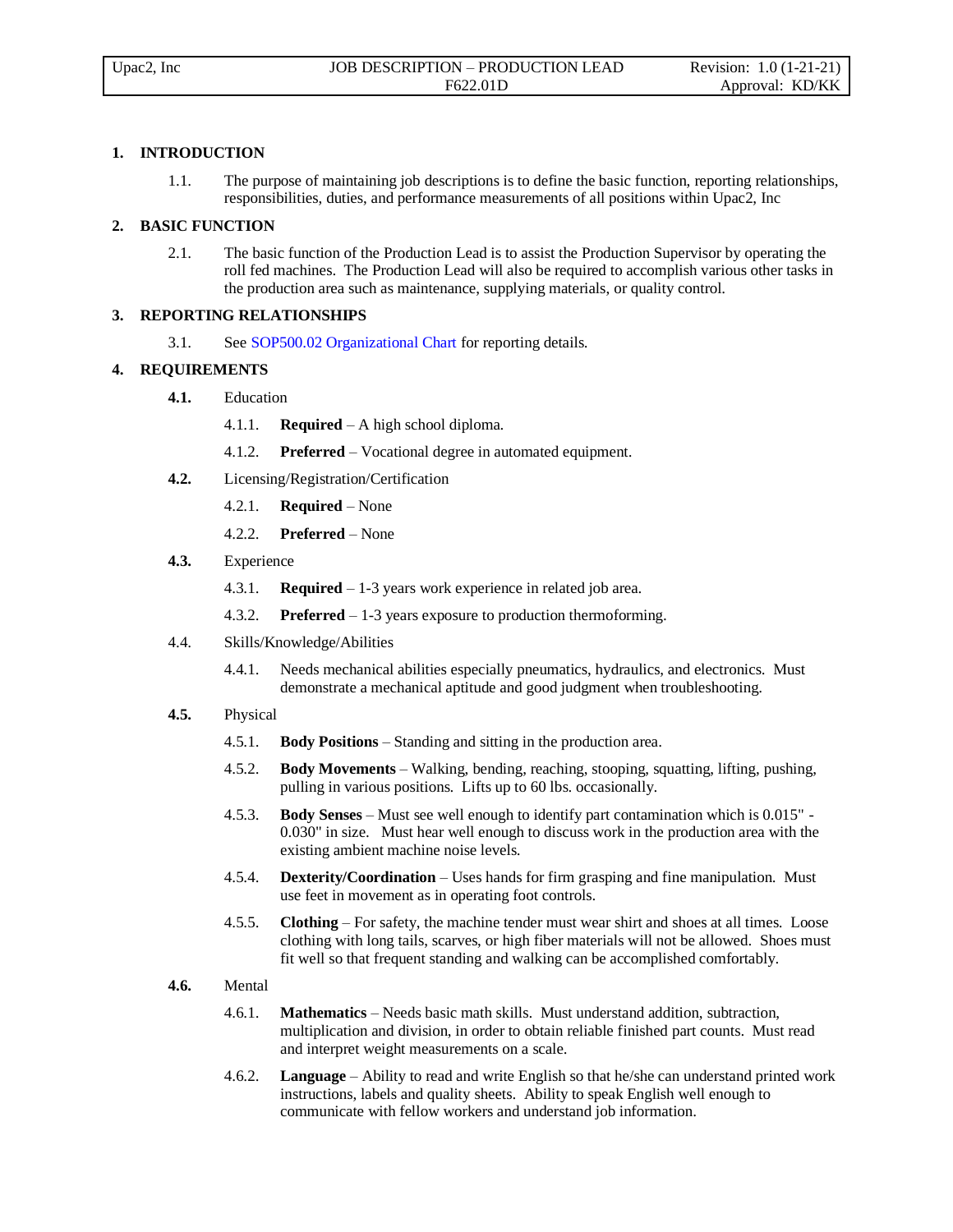## 1. INTRODUCTION

1.1. The purpose of maintaining job descriptions is to define the basic function, reporting relationships, responsibilities, duties, and performance measurements of all positions within Upac2, Inc

## 2. BASIC FUNCTION

2.1. The basic function of the Production Lead is to assist the Production Supervisor by operating the roll fed machines. The Production Lead will also be required to accomplish various other tasks in the production area such as maintenance, supplying materials, or quality control.

## 3. REPORTING RELATIONSHIPS

3.1. See SOP500.02 Organizational Chart for reporting details.

## 4. REQUIREMENTS

**4.1.** Education

- 4.1.1. **Required** – A high school diploma.
- 4.1.2. **Preferred** – Vocational degree in automated equipment.

**4.2.** Licensing/Registration/Certification

- 4.2.1. **Required** – None
- 4.2.2. **Preferred** – None

**4.3.** Experience

- 4.3.1. **Required** – 1-3 years work experience in related job area.
- 4.3.2. **Preferred** – 1-3 years exposure to production thermoforming.

4.4. Skills/Knowledge/Abilities

- 4.4.1. Needs mechanical abilities especially pneumatics, hydraulics, and electronics. Must demonstrate a mechanical aptitude and good judgment when troubleshooting.

**4.5.** Physical

- 4.5.1. **Body Positions** – Standing and sitting in the production area.
- 4.5.2. **Body Movements** – Walking, bending, reaching, stooping, squatting, lifting, pushing, pulling in various positions. Lifts up to 60 lbs. occasionally.
- 4.5.3. **Body Senses** – Must see well enough to identify part contamination which is 0.015" - 0.030" in size. Must hear well enough to discuss work in the production area with the existing ambient machine noise levels.
- 4.5.4. **Dexterity/Coordination** – Uses hands for firm grasping and fine manipulation. Must use feet in movement as in operating foot controls.
- 4.5.5. **Clothing** – For safety, the machine tender must wear shirt and shoes at all times. Loose clothing with long tails, scarves, or high fiber materials will not be allowed. Shoes must fit well so that frequent standing and walking can be accomplished comfortably.

**4.6.** Mental

- 4.6.1. **Mathematics** – Needs basic math skills. Must understand addition, subtraction, multiplication and division, in order to obtain reliable finished part counts. Must read and interpret weight measurements on a scale.
- 4.6.2. **Language** – Ability to read and write English so that he/she can understand printed work instructions, labels and quality sheets. Ability to speak English well enough to communicate with fellow workers and understand job information.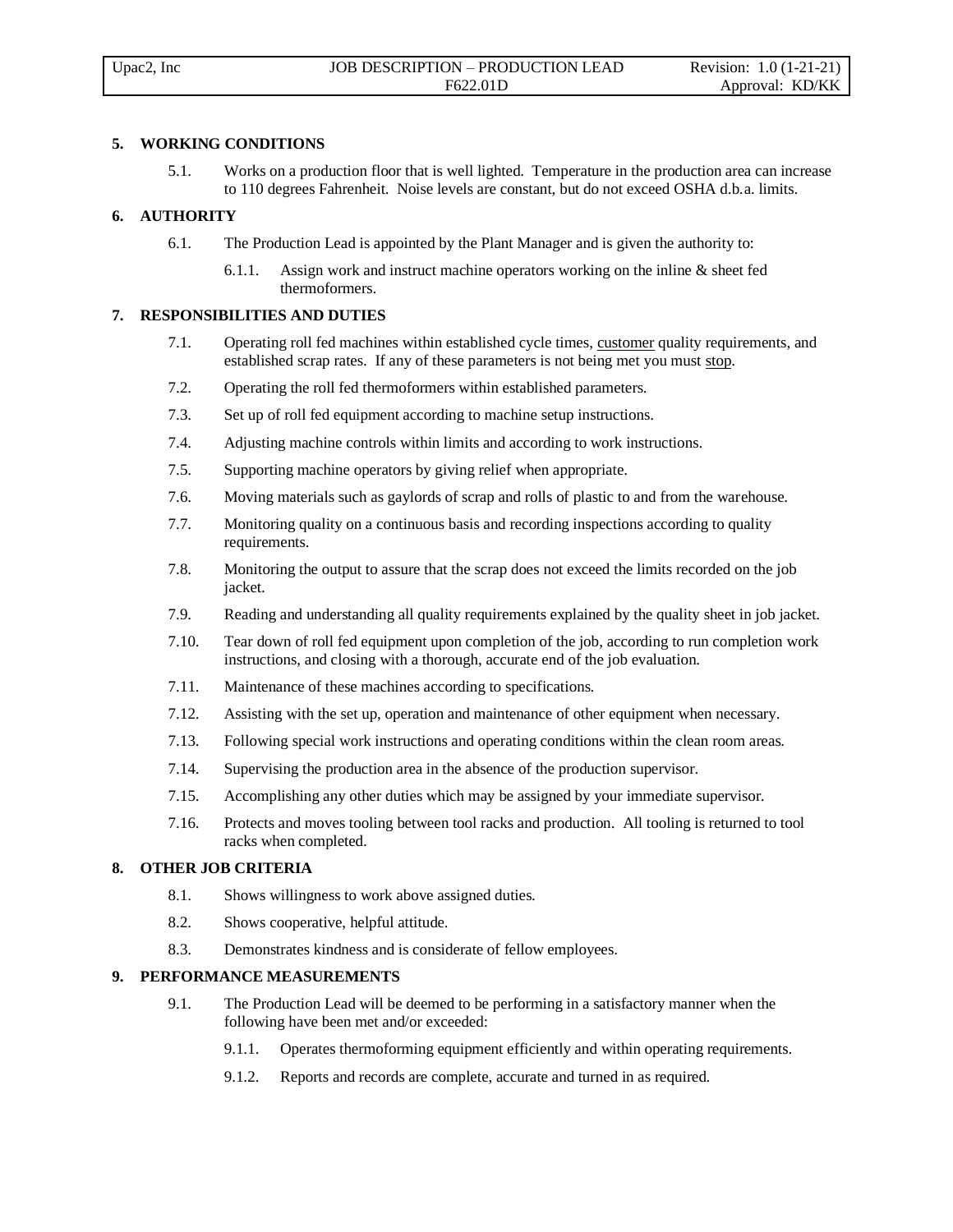## 5. WORKING CONDITIONS

5.1. Works on a production floor that is well lighted. Temperature in the production area can increase to 110 degrees Fahrenheit. Noise levels are constant, but do not exceed OSHA d.b.a. limits.

## 6. AUTHORITY

6.1. The Production Lead is appointed by the Plant Manager and is given the authority to:

6.1.1. Assign work and instruct machine operators working on the inline & sheet fed thermoformers.

## 7. RESPONSIBILITIES AND DUTIES

7.1. Operating roll fed machines within established cycle times, <u>customer</u> quality requirements, and established scrap rates. If any of these parameters is not being met you must <u>stop</u>.

7.2. Operating the roll fed thermoformers within established parameters.

7.3. Set up of roll fed equipment according to machine setup instructions.

7.4. Adjusting machine controls within limits and according to work instructions.

7.5. Supporting machine operators by giving relief when appropriate.

7.6. Moving materials such as gaylords of scrap and rolls of plastic to and from the warehouse.

7.7. Monitoring quality on a continuous basis and recording inspections according to quality requirements.

7.8. Monitoring the output to assure that the scrap does not exceed the limits recorded on the job jacket.

7.9. Reading and understanding all quality requirements explained by the quality sheet in job jacket.

7.10. Tear down of roll fed equipment upon completion of the job, according to run completion work instructions, and closing with a thorough, accurate end of the job evaluation.

7.11. Maintenance of these machines according to specifications.

7.12. Assisting with the set up, operation and maintenance of other equipment when necessary.

7.13. Following special work instructions and operating conditions within the clean room areas.

7.14. Supervising the production area in the absence of the production supervisor.

7.15. Accomplishing any other duties which may be assigned by your immediate supervisor.

7.16. Protects and moves tooling between tool racks and production. All tooling is returned to tool racks when completed.

## 8. OTHER JOB CRITERIA

8.1. Shows willingness to work above assigned duties.

8.2. Shows cooperative, helpful attitude.

8.3. Demonstrates kindness and is considerate of fellow employees.

## 9. PERFORMANCE MEASUREMENTS

9.1. The Production Lead will be deemed to be performing in a satisfactory manner when the following have been met and/or exceeded:

9.1.1. Operates thermoforming equipment efficiently and within operating requirements.

9.1.2. Reports and records are complete, accurate and turned in as required.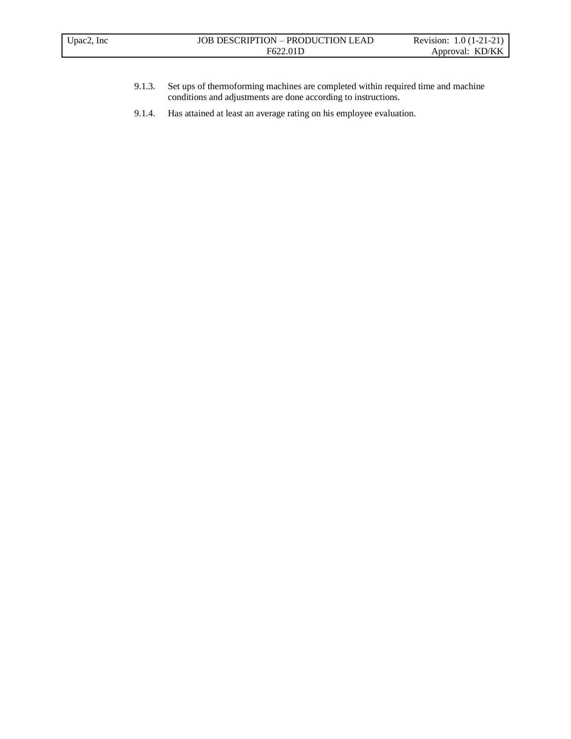9.1.3. Set ups of thermoforming machines are completed within required time and machine conditions and adjustments are done according to instructions.

9.1.4. Has attained at least an average rating on his employee evaluation.